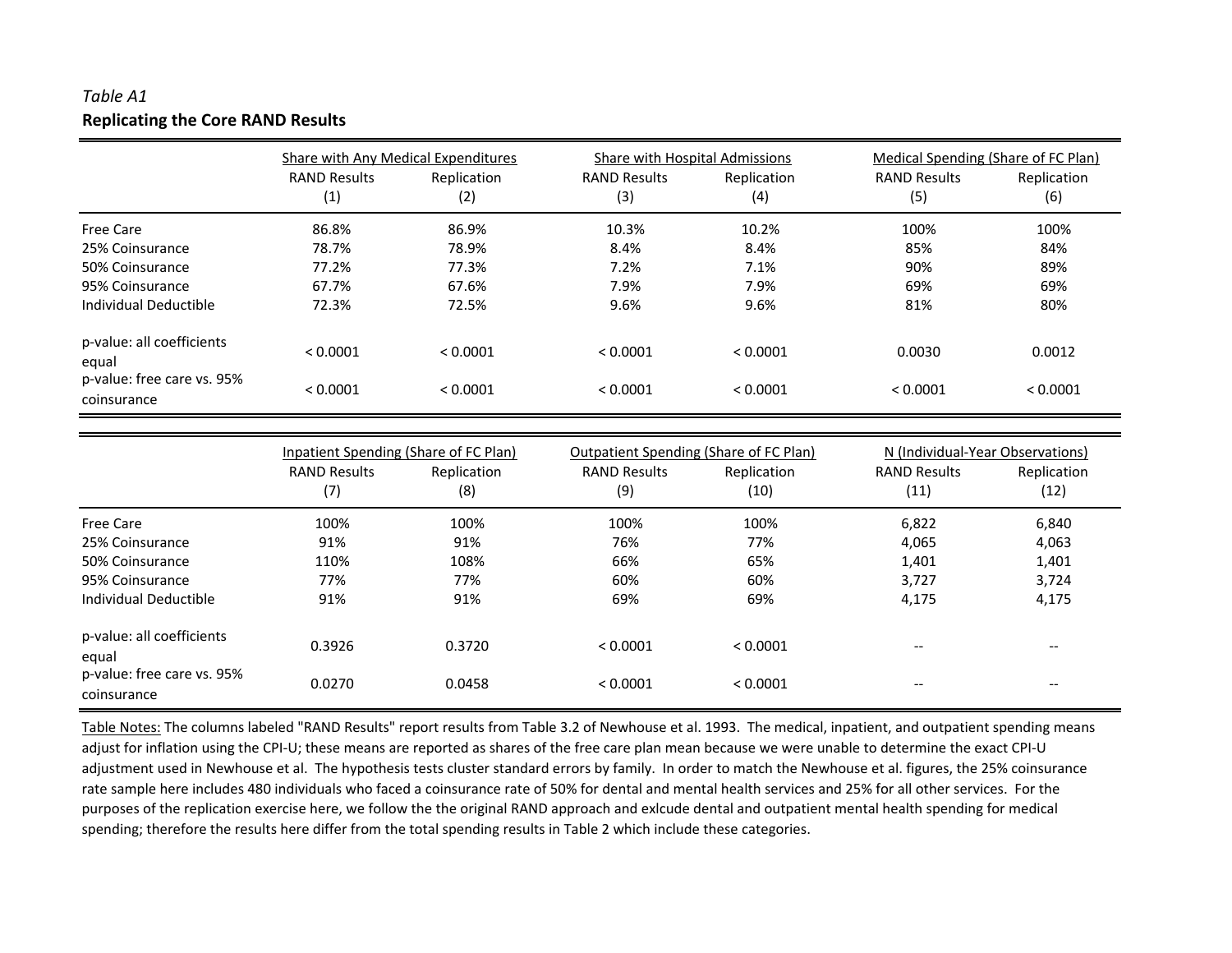*Table A1*

**Replicating the Core RAND Results**

| | Share with Any Medical Expenditures | | Share with Hospital Admissions | | Medical Spending (Share of FC Plan) | |
|---|---|---|---|---|---|---|
| | RAND Results (1) | Replication (2) | RAND Results (3) | Replication (4) | RAND Results (5) | Replication (6) |
| Free Care | 86.8% | 86.9% | 10.3% | 10.2% | 100% | 100% |
| 25% Coinsurance | 78.7% | 78.9% | 8.4% | 8.4% | 85% | 84% |
| 50% Coinsurance | 77.2% | 77.3% | 7.2% | 7.1% | 90% | 89% |
| 95% Coinsurance | 67.7% | 67.6% | 7.9% | 7.9% | 69% | 69% |
| Individual Deductible | 72.3% | 72.5% | 9.6% | 9.6% | 81% | 80% |
| p-value: all coefficients equal | < 0.0001 | < 0.0001 | < 0.0001 | < 0.0001 | 0.0030 | 0.0012 |
| p-value: free care vs. 95% coinsurance | < 0.0001 | < 0.0001 | < 0.0001 | < 0.0001 | < 0.0001 | < 0.0001 |

| | Inpatient Spending (Share of FC Plan) | | Outpatient Spending (Share of FC Plan) | | N (Individual-Year Observations) | |
|---|---|---|---|---|---|---|
| | RAND Results (7) | Replication (8) | RAND Results (9) | Replication (10) | RAND Results (11) | Replication (12) |
| Free Care | 100% | 100% | 100% | 100% | 6,822 | 6,840 |
| 25% Coinsurance | 91% | 91% | 76% | 77% | 4,065 | 4,063 |
| 50% Coinsurance | 110% | 108% | 66% | 65% | 1,401 | 1,401 |
| 95% Coinsurance | 77% | 77% | 60% | 60% | 3,727 | 3,724 |
| Individual Deductible | 91% | 91% | 69% | 69% | 4,175 | 4,175 |
| p-value: all coefficients equal | 0.3926 | 0.3720 | < 0.0001 | < 0.0001 | -- | -- |
| p-value: free care vs. 95% coinsurance | 0.0270 | 0.0458 | < 0.0001 | < 0.0001 | -- | -- |

Table Notes: The columns labeled "RAND Results" report results from Table 3.2 of Newhouse et al. 1993. The medical, inpatient, and outpatient spending means adjust for inflation using the CPI-U; these means are reported as shares of the free care plan mean because we were unable to determine the exact CPI-U adjustment used in Newhouse et al. The hypothesis tests cluster standard errors by family. In order to match the Newhouse et al. figures, the 25% coinsurance rate sample here includes 480 individuals who faced a coinsurance rate of 50% for dental and mental health services and 25% for all other services. For the purposes of the replication exercise here, we follow the the original RAND approach and exlcude dental and outpatient mental health spending for medical spending; therefore the results here differ from the total spending results in Table 2 which include these categories.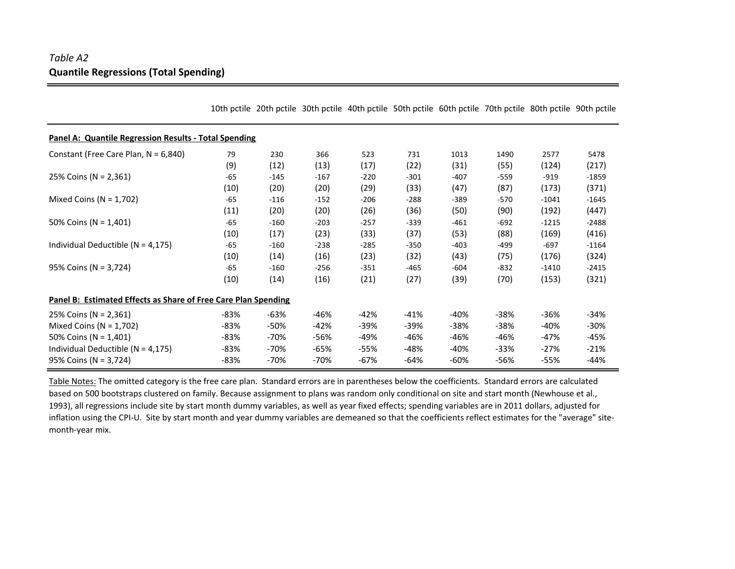*Table A2*

**Quantile Regressions (Total Spending)**

| | 10th pctile | 20th pctile | 30th pctile | 40th pctile | 50th pctile | 60th pctile | 70th pctile | 80th pctile | 90th pctile |
|---|---|---|---|---|---|---|---|---|---|
| **Panel A: Quantile Regression Results - Total Spending** | | | | | | | | | |
| Constant (Free Care Plan, N = 6,840) | 79 | 230 | 366 | 523 | 731 | 1013 | 1490 | 2577 | 5478 |
| | (9) | (12) | (13) | (17) | (22) | (31) | (55) | (124) | (217) |
| 25% Coins (N = 2,361) | -65 | -145 | -167 | -220 | -301 | -407 | -559 | -919 | -1859 |
| | (10) | (20) | (20) | (29) | (33) | (47) | (87) | (173) | (371) |
| Mixed Coins (N = 1,702) | -65 | -116 | -152 | -206 | -288 | -389 | -570 | -1041 | -1645 |
| | (11) | (20) | (20) | (26) | (36) | (50) | (90) | (192) | (447) |
| 50% Coins (N = 1,401) | -65 | -160 | -203 | -257 | -339 | -461 | -692 | -1215 | -2488 |
| | (10) | (17) | (23) | (33) | (37) | (53) | (88) | (169) | (416) |
| Individual Deductible (N = 4,175) | -65 | -160 | -238 | -285 | -350 | -403 | -499 | -697 | -1164 |
| | (10) | (14) | (16) | (23) | (32) | (43) | (75) | (176) | (324) |
| 95% Coins (N = 3,724) | -65 | -160 | -256 | -351 | -465 | -604 | -832 | -1410 | -2415 |
| | (10) | (14) | (16) | (21) | (27) | (39) | (70) | (153) | (321) |
| **Panel B: Estimated Effects as Share of Free Care Plan Spending** | | | | | | | | | |
| 25% Coins (N = 2,361) | -83% | -63% | -46% | -42% | -41% | -40% | -38% | -36% | -34% |
| Mixed Coins (N = 1,702) | -83% | -50% | -42% | -39% | -39% | -38% | -38% | -40% | -30% |
| 50% Coins (N = 1,401) | -83% | -70% | -56% | -49% | -46% | -46% | -46% | -47% | -45% |
| Individual Deductible (N = 4,175) | -83% | -70% | -65% | -55% | -48% | -40% | -33% | -27% | -21% |
| 95% Coins (N = 3,724) | -83% | -70% | -70% | -67% | -64% | -60% | -56% | -55% | -44% |

Table Notes: The omitted category is the free care plan. Standard errors are in parentheses below the coefficients. Standard errors are calculated based on 500 bootstraps clustered on family. Because assignment to plans was random only conditional on site and start month (Newhouse et al., 1993), all regressions include site by start month dummy variables, as well as year fixed effects; spending variables are in 2011 dollars, adjusted for inflation using the CPI-U. Site by start month and year dummy variables are demeaned so that the coefficients reflect estimates for the "average" site-month-year mix.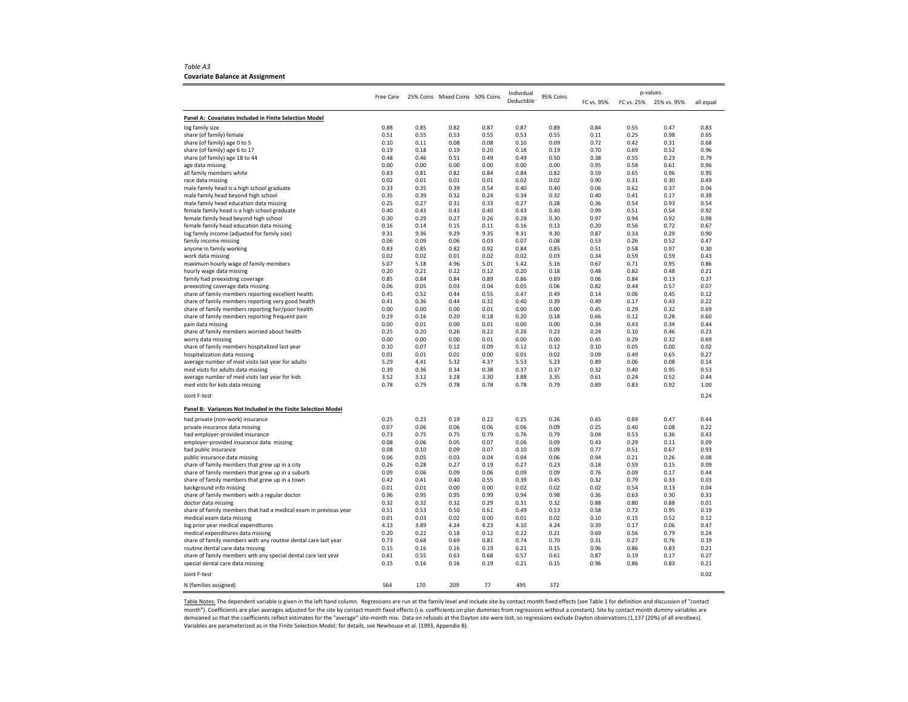*Table A3*

**Covariate Balance at Assignment**

| | Free Care | 25% Coins | Mixed Coins | 50% Coins | Individual Deductible | 95% Coins | p-values | | | |
|---|---|---|---|---|---|---|---|---|---|---|
| | | | | | | | FC vs. 95% | FC vs. 25% | 25% vs. 95% | all equal |
| **Panel A: Covariates Included in Finite Selection Model** | | | | | | | | | | |
| log family size | 0.88 | 0.85 | 0.82 | 0.87 | 0.87 | 0.89 | 0.84 | 0.55 | 0.47 | 0.83 |
| share (of family) female | 0.51 | 0.55 | 0.53 | 0.55 | 0.53 | 0.55 | 0.11 | 0.25 | 0.98 | 0.65 |
| share (of family) age 0 to 5 | 0.10 | 0.11 | 0.08 | 0.08 | 0.10 | 0.09 | 0.72 | 0.42 | 0.31 | 0.68 |
| share (of family) age 6 to 17 | 0.19 | 0.18 | 0.19 | 0.20 | 0.18 | 0.19 | 0.70 | 0.69 | 0.52 | 0.96 |
| share (of family) age 18 to 44 | 0.48 | 0.46 | 0.51 | 0.49 | 0.49 | 0.50 | 0.38 | 0.55 | 0.23 | 0.79 |
| age data missing | 0.00 | 0.00 | 0.00 | 0.00 | 0.00 | 0.00 | 0.95 | 0.58 | 0.61 | 0.96 |
| all family members white | 0.83 | 0.81 | 0.82 | 0.84 | 0.84 | 0.82 | 0.59 | 0.65 | 0.96 | 0.95 |
| race data missing | 0.02 | 0.01 | 0.01 | 0.01 | 0.02 | 0.02 | 0.90 | 0.31 | 0.30 | 0.49 |
| male family head is a high school graduate | 0.33 | 0.35 | 0.39 | 0.54 | 0.40 | 0.40 | 0.06 | 0.62 | 0.37 | 0.04 |
| male family head beyond high school | 0.35 | 0.39 | 0.32 | 0.24 | 0.34 | 0.32 | 0.40 | 0.41 | 0.17 | 0.39 |
| male family head education data missing | 0.25 | 0.27 | 0.31 | 0.33 | 0.27 | 0.28 | 0.36 | 0.54 | 0.93 | 0.54 |
| female family head is a high school graduate | 0.40 | 0.43 | 0.43 | 0.40 | 0.43 | 0.40 | 0.99 | 0.51 | 0.54 | 0.92 |
| female family head beyond high school | 0.30 | 0.29 | 0.27 | 0.26 | 0.28 | 0.30 | 0.97 | 0.94 | 0.92 | 0.98 |
| female family head education data missing | 0.16 | 0.14 | 0.15 | 0.11 | 0.16 | 0.13 | 0.20 | 0.56 | 0.72 | 0.67 |
| log family income (adjusted for family size) | 9.31 | 9.36 | 9.29 | 9.35 | 9.31 | 9.30 | 0.87 | 0.33 | 0.29 | 0.90 |
| family income missing | 0.06 | 0.09 | 0.06 | 0.03 | 0.07 | 0.08 | 0.53 | 0.26 | 0.52 | 0.47 |
| anyone in family working | 0.83 | 0.85 | 0.82 | 0.92 | 0.84 | 0.85 | 0.51 | 0.58 | 0.97 | 0.30 |
| work data missing | 0.02 | 0.02 | 0.01 | 0.02 | 0.02 | 0.03 | 0.34 | 0.59 | 0.59 | 0.43 |
| maximum hourly wage of family members | 5.07 | 5.18 | 4.96 | 5.01 | 5.42 | 5.16 | 0.67 | 0.71 | 0.95 | 0.86 |
| hourly wage data missing | 0.20 | 0.21 | 0.22 | 0.12 | 0.20 | 0.18 | 0.48 | 0.82 | 0.48 | 0.21 |
| family had preexisting coverage | 0.85 | 0.84 | 0.84 | 0.89 | 0.86 | 0.89 | 0.06 | 0.84 | 0.13 | 0.37 |
| preexisting coverage data missing | 0.06 | 0.05 | 0.03 | 0.04 | 0.05 | 0.06 | 0.82 | 0.44 | 0.57 | 0.07 |
| share of family members reporting excellent health | 0.45 | 0.52 | 0.44 | 0.55 | 0.47 | 0.49 | 0.14 | 0.06 | 0.45 | 0.12 |
| share of family members reporting very good health | 0.41 | 0.36 | 0.44 | 0.32 | 0.40 | 0.39 | 0.49 | 0.17 | 0.43 | 0.22 |
| share of family members reporting fair/poor health | 0.00 | 0.00 | 0.00 | 0.01 | 0.00 | 0.00 | 0.45 | 0.29 | 0.32 | 0.69 |
| share of family members reporting frequent pain | 0.19 | 0.16 | 0.20 | 0.18 | 0.20 | 0.18 | 0.66 | 0.12 | 0.28 | 0.60 |
| pain data missing | 0.00 | 0.01 | 0.00 | 0.01 | 0.00 | 0.00 | 0.34 | 0.43 | 0.34 | 0.44 |
| share of family members worried about health | 0.25 | 0.20 | 0.26 | 0.22 | 0.26 | 0.23 | 0.24 | 0.10 | 0.46 | 0.23 |
| worry data missing | 0.00 | 0.00 | 0.00 | 0.01 | 0.00 | 0.00 | 0.45 | 0.29 | 0.32 | 0.69 |
| share of family members hospitalized last year | 0.10 | 0.07 | 0.12 | 0.09 | 0.12 | 0.12 | 0.10 | 0.05 | 0.00 | 0.02 |
| hospitalization data missing | 0.01 | 0.01 | 0.01 | 0.00 | 0.01 | 0.02 | 0.09 | 0.49 | 0.65 | 0.27 |
| average number of med visits last year for adults | 5.29 | 4.41 | 5.32 | 4.37 | 5.53 | 5.23 | 0.89 | 0.06 | 0.08 | 0.14 |
| med visits for adults data missing | 0.39 | 0.36 | 0.34 | 0.38 | 0.37 | 0.37 | 0.32 | 0.40 | 0.95 | 0.53 |
| average number of med visits last year for kids | 3.52 | 3.12 | 3.28 | 3.30 | 3.88 | 3.35 | 0.61 | 0.24 | 0.52 | 0.44 |
| med vists for kids data missing | 0.78 | 0.79 | 0.78 | 0.78 | 0.78 | 0.79 | 0.89 | 0.83 | 0.92 | 1.00 |
| Joint F-test | | | | | | | | | | 0.24 |
| **Panel B: Variances Not Included in the Finite Selection Model** | | | | | | | | | | |
| had private (non-work) insurance | 0.25 | 0.23 | 0.19 | 0.22 | 0.25 | 0.26 | 0.65 | 0.69 | 0.47 | 0.44 |
| private insurance data missing | 0.07 | 0.06 | 0.06 | 0.06 | 0.06 | 0.09 | 0.25 | 0.40 | 0.08 | 0.22 |
| had employer-provided insurance | 0.73 | 0.75 | 0.75 | 0.79 | 0.76 | 0.79 | 0.04 | 0.53 | 0.36 | 0.43 |
| employer-provided insurance data missing | 0.08 | 0.06 | 0.05 | 0.07 | 0.06 | 0.09 | 0.43 | 0.29 | 0.11 | 0.09 |
| had public insurance | 0.08 | 0.10 | 0.09 | 0.07 | 0.10 | 0.09 | 0.77 | 0.51 | 0.67 | 0.93 |
| public insurance data missing | 0.06 | 0.05 | 0.03 | 0.04 | 0.04 | 0.06 | 0.94 | 0.21 | 0.26 | 0.08 |
| share of family members that grew up in a city | 0.26 | 0.28 | 0.27 | 0.19 | 0.27 | 0.23 | 0.18 | 0.59 | 0.15 | 0.09 |
| share of family members that grew up in a suburb | 0.09 | 0.06 | 0.09 | 0.06 | 0.09 | 0.09 | 0.76 | 0.09 | 0.17 | 0.44 |
| share of family members that grew up in a town | 0.42 | 0.41 | 0.40 | 0.55 | 0.39 | 0.45 | 0.32 | 0.79 | 0.33 | 0.03 |
| background info missing | 0.01 | 0.01 | 0.00 | 0.00 | 0.02 | 0.02 | 0.02 | 0.54 | 0.13 | 0.04 |
| share of family members with a regular doctor | 0.96 | 0.95 | 0.95 | 0.99 | 0.94 | 0.98 | 0.36 | 0.63 | 0.30 | 0.33 |
| doctor data missing | 0.32 | 0.32 | 0.32 | 0.29 | 0.31 | 0.32 | 0.88 | 0.80 | 0.88 | 0.01 |
| share of family members that had a medical exam in previous year | 0.51 | 0.53 | 0.50 | 0.61 | 0.49 | 0.53 | 0.58 | 0.72 | 0.95 | 0.19 |
| medical exam data missing | 0.01 | 0.03 | 0.02 | 0.00 | 0.01 | 0.02 | 0.10 | 0.15 | 0.52 | 0.12 |
| log prior year medical expenditures | 4.13 | 3.89 | 4.24 | 4.23 | 4.10 | 4.24 | 0.39 | 0.17 | 0.06 | 0.47 |
| medical expenditures data missing | 0.20 | 0.22 | 0.18 | 0.12 | 0.22 | 0.21 | 0.69 | 0.56 | 0.79 | 0.24 |
| share of family members with any routine dental care last year | 0.73 | 0.68 | 0.69 | 0.81 | 0.74 | 0.70 | 0.31 | 0.27 | 0.76 | 0.19 |
| routine dental care data missing | 0.15 | 0.16 | 0.16 | 0.19 | 0.21 | 0.15 | 0.96 | 0.86 | 0.83 | 0.21 |
| share of family members wth any special dental care last year | 0.61 | 0.55 | 0.63 | 0.68 | 0.57 | 0.61 | 0.87 | 0.19 | 0.17 | 0.27 |
| special dental care data missing | 0.15 | 0.16 | 0.16 | 0.19 | 0.21 | 0.15 | 0.96 | 0.86 | 0.83 | 0.21 |
| Joint F-test | | | | | | | | | | 0.02 |
| N (families assigned) | 564 | 170 | 209 | 77 | 495 | 372 | | | | |

Table Notes: The dependent variable is given in the left hand column. Regressions are run at the family level and include site by contact month fixed effects (see Table 1 for definition and discussion of "contact month"). Coefficients are plan averages adjusted for the site by contact month fixed effects (i.e. coefficients on plan dummies from regressions without a constant). Site by contact month dummy variables are demeaned so that the coefficients reflect estimates for the "average" site-month mix. Data on refusals at the Dayton site were lost, so regressions exclude Dayton observations (1,137 (20%) of all enrollees). Variables are parameterized as in the Finite Selection Model; for details, see Newhouse et al. (1993, Appendix B).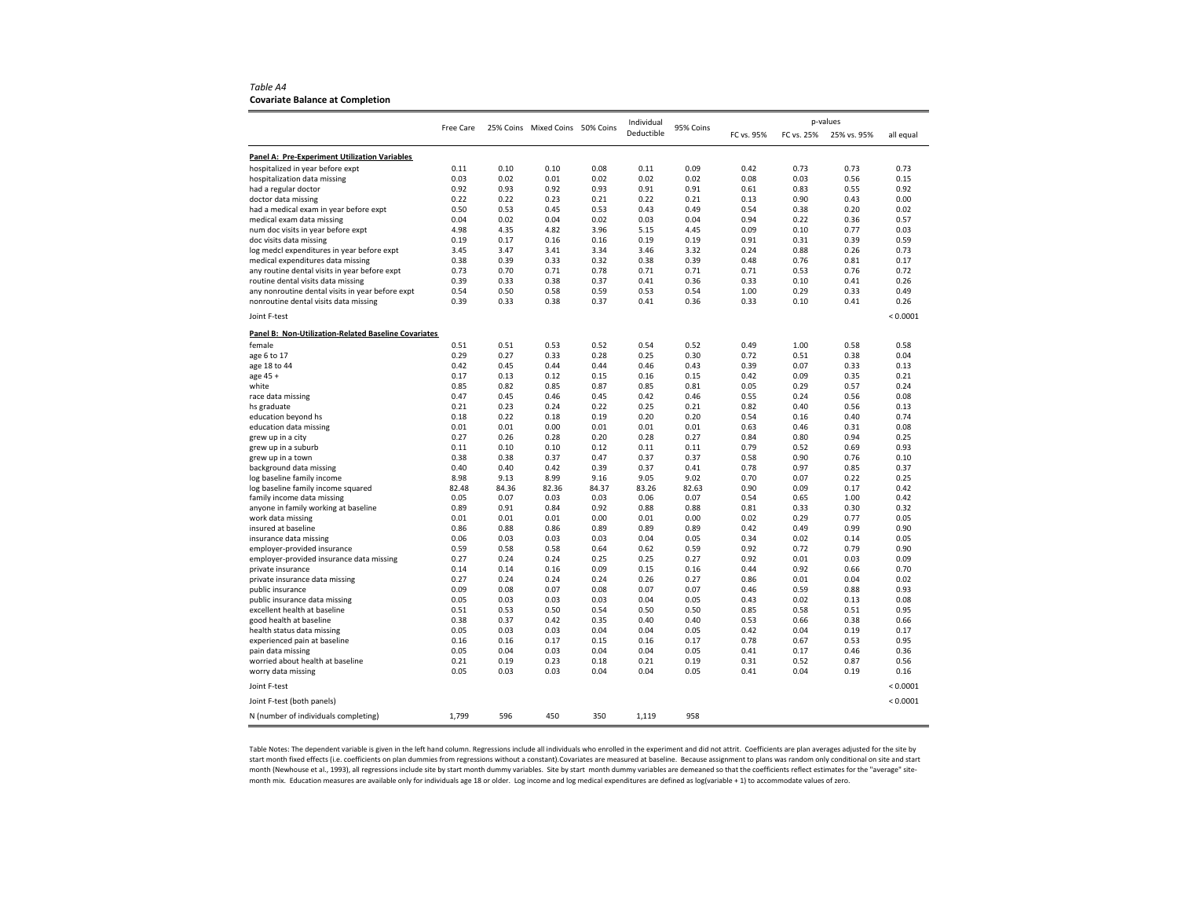*Table A4*
**Covariate Balance at Completion**

| | Free Care | 25% Coins | Mixed Coins | 50% Coins | Individual Deductible | 95% Coins | p-values | | | |
|---|---|---|---|---|---|---|---|---|---|---|
| | | | | | | | FC vs. 95% | FC vs. 25% | 25% vs. 95% | all equal |
| **Panel A: Pre-Experiment Utilization Variables** | | | | | | | | | | |
| hospitalized in year before expt | 0.11 | 0.10 | 0.10 | 0.08 | 0.11 | 0.09 | 0.42 | 0.73 | 0.73 | 0.73 |
| hospitalization data missing | 0.03 | 0.02 | 0.01 | 0.02 | 0.02 | 0.02 | 0.08 | 0.03 | 0.56 | 0.15 |
| had a regular doctor | 0.92 | 0.93 | 0.92 | 0.93 | 0.91 | 0.91 | 0.61 | 0.83 | 0.55 | 0.92 |
| doctor data missing | 0.22 | 0.22 | 0.23 | 0.21 | 0.22 | 0.21 | 0.13 | 0.90 | 0.43 | 0.00 |
| had a medical exam in year before expt | 0.50 | 0.53 | 0.45 | 0.53 | 0.43 | 0.49 | 0.54 | 0.38 | 0.20 | 0.02 |
| medical exam data missing | 0.04 | 0.02 | 0.04 | 0.02 | 0.03 | 0.04 | 0.94 | 0.22 | 0.36 | 0.57 |
| num doc visits in year before expt | 4.98 | 4.35 | 4.82 | 3.96 | 5.15 | 4.45 | 0.09 | 0.10 | 0.77 | 0.03 |
| doc visits data missing | 0.19 | 0.17 | 0.16 | 0.16 | 0.19 | 0.19 | 0.91 | 0.31 | 0.39 | 0.59 |
| log medcl expenditures in year before expt | 3.45 | 3.47 | 3.41 | 3.34 | 3.46 | 3.32 | 0.24 | 0.88 | 0.26 | 0.73 |
| medical expenditures data missing | 0.38 | 0.39 | 0.33 | 0.32 | 0.38 | 0.39 | 0.48 | 0.76 | 0.81 | 0.17 |
| any routine dental visits in year before expt | 0.73 | 0.70 | 0.71 | 0.78 | 0.71 | 0.71 | 0.71 | 0.53 | 0.76 | 0.72 |
| routine dental visits data missing | 0.39 | 0.33 | 0.38 | 0.37 | 0.41 | 0.36 | 0.33 | 0.10 | 0.41 | 0.26 |
| any nonroutine dental visits in year before expt | 0.54 | 0.50 | 0.58 | 0.59 | 0.53 | 0.54 | 1.00 | 0.29 | 0.33 | 0.49 |
| nonroutine dental visits data missing | 0.39 | 0.33 | 0.38 | 0.37 | 0.41 | 0.36 | 0.33 | 0.10 | 0.41 | 0.26 |
| Joint F-test | | | | | | | | | | < 0.0001 |
| **Panel B: Non-Utilization-Related Baseline Covariates** | | | | | | | | | | |
| female | 0.51 | 0.51 | 0.53 | 0.52 | 0.54 | 0.52 | 0.49 | 1.00 | 0.58 | 0.58 |
| age 6 to 17 | 0.29 | 0.27 | 0.33 | 0.28 | 0.25 | 0.30 | 0.72 | 0.51 | 0.38 | 0.04 |
| age 18 to 44 | 0.42 | 0.45 | 0.44 | 0.44 | 0.46 | 0.43 | 0.39 | 0.07 | 0.33 | 0.13 |
| age 45 + | 0.17 | 0.13 | 0.12 | 0.15 | 0.16 | 0.15 | 0.42 | 0.09 | 0.35 | 0.21 |
| white | 0.85 | 0.82 | 0.85 | 0.87 | 0.85 | 0.81 | 0.05 | 0.29 | 0.57 | 0.24 |
| race data missing | 0.47 | 0.45 | 0.46 | 0.45 | 0.42 | 0.46 | 0.55 | 0.24 | 0.56 | 0.08 |
| hs graduate | 0.21 | 0.23 | 0.24 | 0.22 | 0.25 | 0.21 | 0.82 | 0.40 | 0.56 | 0.13 |
| education beyond hs | 0.18 | 0.22 | 0.18 | 0.19 | 0.20 | 0.20 | 0.54 | 0.16 | 0.40 | 0.74 |
| education data missing | 0.01 | 0.01 | 0.00 | 0.01 | 0.01 | 0.01 | 0.63 | 0.46 | 0.31 | 0.08 |
| grew up in a city | 0.27 | 0.26 | 0.28 | 0.20 | 0.28 | 0.27 | 0.84 | 0.80 | 0.94 | 0.25 |
| grew up in a suburb | 0.11 | 0.10 | 0.10 | 0.12 | 0.11 | 0.11 | 0.79 | 0.52 | 0.69 | 0.93 |
| grew up in a town | 0.38 | 0.38 | 0.37 | 0.47 | 0.37 | 0.37 | 0.58 | 0.90 | 0.76 | 0.10 |
| background data missing | 0.40 | 0.40 | 0.42 | 0.39 | 0.37 | 0.41 | 0.78 | 0.97 | 0.85 | 0.37 |
| log baseline family income | 8.98 | 9.13 | 8.99 | 9.16 | 9.05 | 9.02 | 0.70 | 0.07 | 0.22 | 0.25 |
| log baseline family income squared | 82.48 | 84.36 | 82.36 | 84.37 | 83.26 | 82.63 | 0.90 | 0.09 | 0.17 | 0.42 |
| family income data missing | 0.05 | 0.07 | 0.03 | 0.03 | 0.06 | 0.07 | 0.54 | 0.65 | 1.00 | 0.42 |
| anyone in family working at baseline | 0.89 | 0.91 | 0.84 | 0.92 | 0.88 | 0.88 | 0.81 | 0.33 | 0.30 | 0.32 |
| work data missing | 0.01 | 0.01 | 0.01 | 0.00 | 0.01 | 0.00 | 0.02 | 0.29 | 0.77 | 0.05 |
| insured at baseline | 0.86 | 0.88 | 0.86 | 0.89 | 0.89 | 0.89 | 0.42 | 0.49 | 0.99 | 0.90 |
| insurance data missing | 0.06 | 0.03 | 0.03 | 0.03 | 0.04 | 0.05 | 0.34 | 0.02 | 0.14 | 0.05 |
| employer-provided insurance | 0.59 | 0.58 | 0.58 | 0.64 | 0.62 | 0.59 | 0.92 | 0.72 | 0.79 | 0.90 |
| employer-provided insurance data missing | 0.27 | 0.24 | 0.24 | 0.25 | 0.25 | 0.27 | 0.92 | 0.01 | 0.03 | 0.09 |
| private insurance | 0.14 | 0.14 | 0.16 | 0.09 | 0.15 | 0.16 | 0.44 | 0.92 | 0.66 | 0.70 |
| private insurance data missing | 0.27 | 0.24 | 0.24 | 0.24 | 0.26 | 0.27 | 0.86 | 0.01 | 0.04 | 0.02 |
| public insurance | 0.09 | 0.08 | 0.07 | 0.08 | 0.07 | 0.07 | 0.46 | 0.59 | 0.88 | 0.93 |
| public insurance data missing | 0.05 | 0.03 | 0.03 | 0.03 | 0.04 | 0.05 | 0.43 | 0.02 | 0.13 | 0.08 |
| excellent health at baseline | 0.51 | 0.53 | 0.50 | 0.54 | 0.50 | 0.50 | 0.85 | 0.58 | 0.51 | 0.95 |
| good health at baseline | 0.38 | 0.37 | 0.42 | 0.35 | 0.40 | 0.40 | 0.53 | 0.66 | 0.38 | 0.66 |
| health status data missing | 0.05 | 0.03 | 0.03 | 0.04 | 0.04 | 0.05 | 0.42 | 0.04 | 0.19 | 0.17 |
| experienced pain at baseline | 0.16 | 0.16 | 0.17 | 0.15 | 0.16 | 0.17 | 0.78 | 0.67 | 0.53 | 0.95 |
| pain data missing | 0.05 | 0.04 | 0.03 | 0.04 | 0.04 | 0.05 | 0.41 | 0.17 | 0.46 | 0.36 |
| worried about health at baseline | 0.21 | 0.19 | 0.23 | 0.18 | 0.21 | 0.19 | 0.31 | 0.52 | 0.87 | 0.56 |
| worry data missing | 0.05 | 0.03 | 0.03 | 0.04 | 0.04 | 0.05 | 0.41 | 0.04 | 0.19 | 0.16 |
| Joint F-test | | | | | | | | | | < 0.0001 |
| Joint F-test (both panels) | | | | | | | | | | < 0.0001 |
| N (number of individuals completing) | 1,799 | 596 | 450 | 350 | 1,119 | 958 | | | | |

Table Notes: The dependent variable is given in the left hand column. Regressions include all individuals who enrolled in the experiment and did not attrit. Coefficients are plan averages adjusted for the site by start month fixed effects (i.e. coefficients on plan dummies from regressions without a constant).Covariates are measured at baseline. Because assignment to plans was random only conditional on site and start month (Newhouse et al., 1993), all regressions include site by start month dummy variables. Site by start month dummy variables are demeaned so that the coefficients reflect estimates for the "average" site-month mix. Education measures are available only for individuals age 18 or older. Log income and log medical expenditures are defined as log(variable + 1) to accommodate values of zero.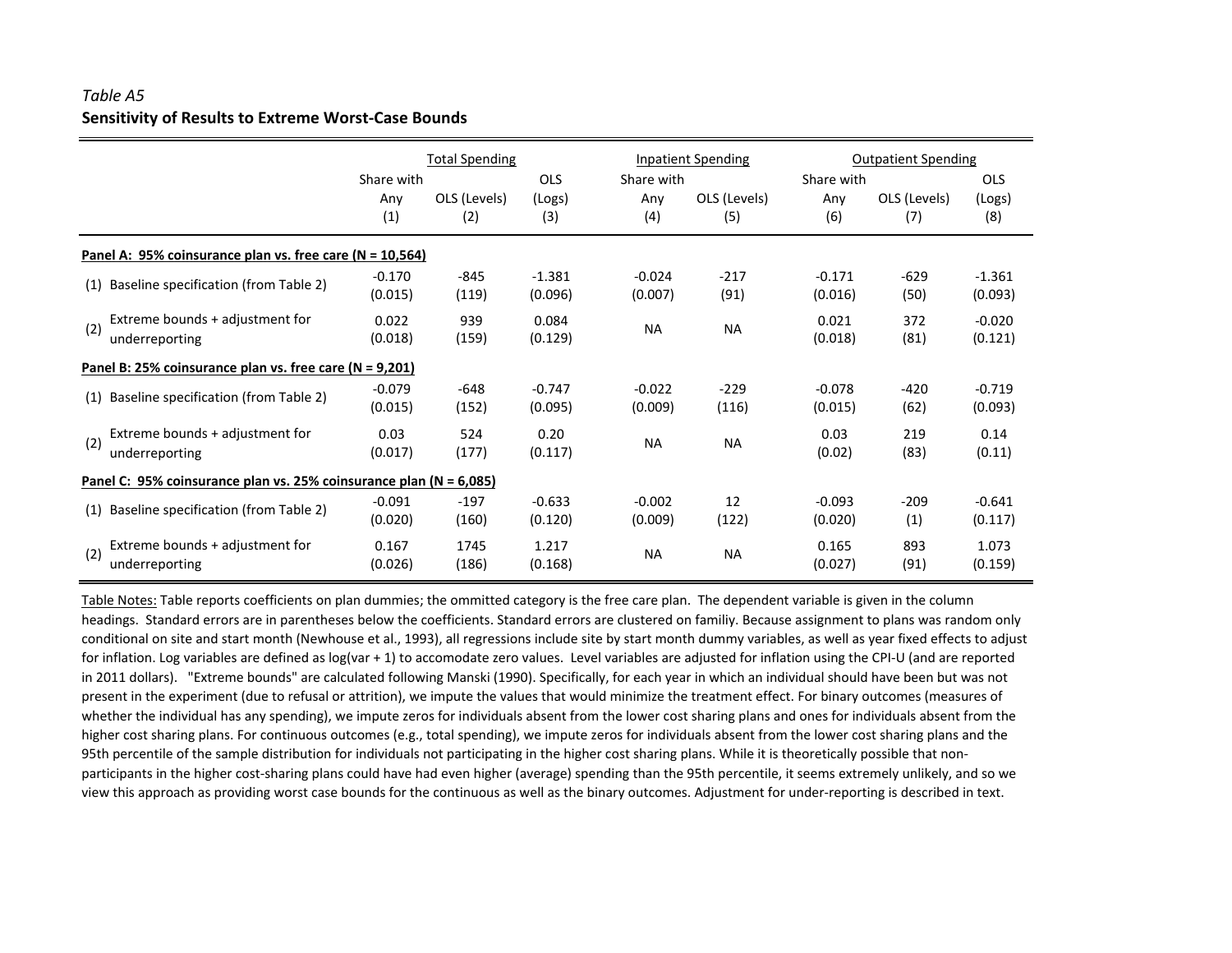*Table A5*

**Sensitivity of Results to Extreme Worst-Case Bounds**

| | Total Spending | | | Inpatient Spending | | Outpatient Spending | | |
|---|---|---|---|---|---|---|---|---|
| | Share with Any | OLS (Levels) | OLS (Logs) | Share with Any | OLS (Levels) | Share with Any | OLS (Levels) | OLS (Logs) |
| | (1) | (2) | (3) | (4) | (5) | (6) | (7) | (8) |
| **Panel A: 95% coinsurance plan vs. free care (N = 10,564)** | | | | | | | | |
| (1) Baseline specification (from Table 2) | -0.170 | -845 | -1.381 | -0.024 | -217 | -0.171 | -629 | -1.361 |
| | (0.015) | (119) | (0.096) | (0.007) | (91) | (0.016) | (50) | (0.093) |
| (2) Extreme bounds + adjustment for underreporting | 0.022 | 939 | 0.084 | NA | NA | 0.021 | 372 | -0.020 |
| | (0.018) | (159) | (0.129) | | | (0.018) | (81) | (0.121) |
| **Panel B: 25% coinsurance plan vs. free care (N = 9,201)** | | | | | | | | |
| (1) Baseline specification (from Table 2) | -0.079 | -648 | -0.747 | -0.022 | -229 | -0.078 | -420 | -0.719 |
| | (0.015) | (152) | (0.095) | (0.009) | (116) | (0.015) | (62) | (0.093) |
| (2) Extreme bounds + adjustment for underreporting | 0.03 | 524 | 0.20 | NA | NA | 0.03 | 219 | 0.14 |
| | (0.017) | (177) | (0.117) | | | (0.02) | (83) | (0.11) |
| **Panel C: 95% coinsurance plan vs. 25% coinsurance plan (N = 6,085)** | | | | | | | | |
| (1) Baseline specification (from Table 2) | -0.091 | -197 | -0.633 | -0.002 | 12 | -0.093 | -209 | -0.641 |
| | (0.020) | (160) | (0.120) | (0.009) | (122) | (0.020) | (1) | (0.117) |
| (2) Extreme bounds + adjustment for underreporting | 0.167 | 1745 | 1.217 | NA | NA | 0.165 | 893 | 1.073 |
| | (0.026) | (186) | (0.168) | | | (0.027) | (91) | (0.159) |

Table Notes: Table reports coefficients on plan dummies; the ommitted category is the free care plan. The dependent variable is given in the column headings. Standard errors are in parentheses below the coefficients. Standard errors are clustered on familiy. Because assignment to plans was random only conditional on site and start month (Newhouse et al., 1993), all regressions include site by start month dummy variables, as well as year fixed effects to adjust for inflation. Log variables are defined as log(var + 1) to accomodate zero values. Level variables are adjusted for inflation using the CPI-U (and are reported in 2011 dollars). "Extreme bounds" are calculated following Manski (1990). Specifically, for each year in which an individual should have been but was not present in the experiment (due to refusal or attrition), we impute the values that would minimize the treatment effect. For binary outcomes (measures of whether the individual has any spending), we impute zeros for individuals absent from the lower cost sharing plans and ones for individuals absent from the higher cost sharing plans. For continuous outcomes (e.g., total spending), we impute zeros for individuals absent from the lower cost sharing plans and the 95th percentile of the sample distribution for individuals not participating in the higher cost sharing plans. While it is theoretically possible that non-participants in the higher cost-sharing plans could have had even higher (average) spending than the 95th percentile, it seems extremely unlikely, and so we view this approach as providing worst case bounds for the continuous as well as the binary outcomes. Adjustment for under-reporting is described in text.